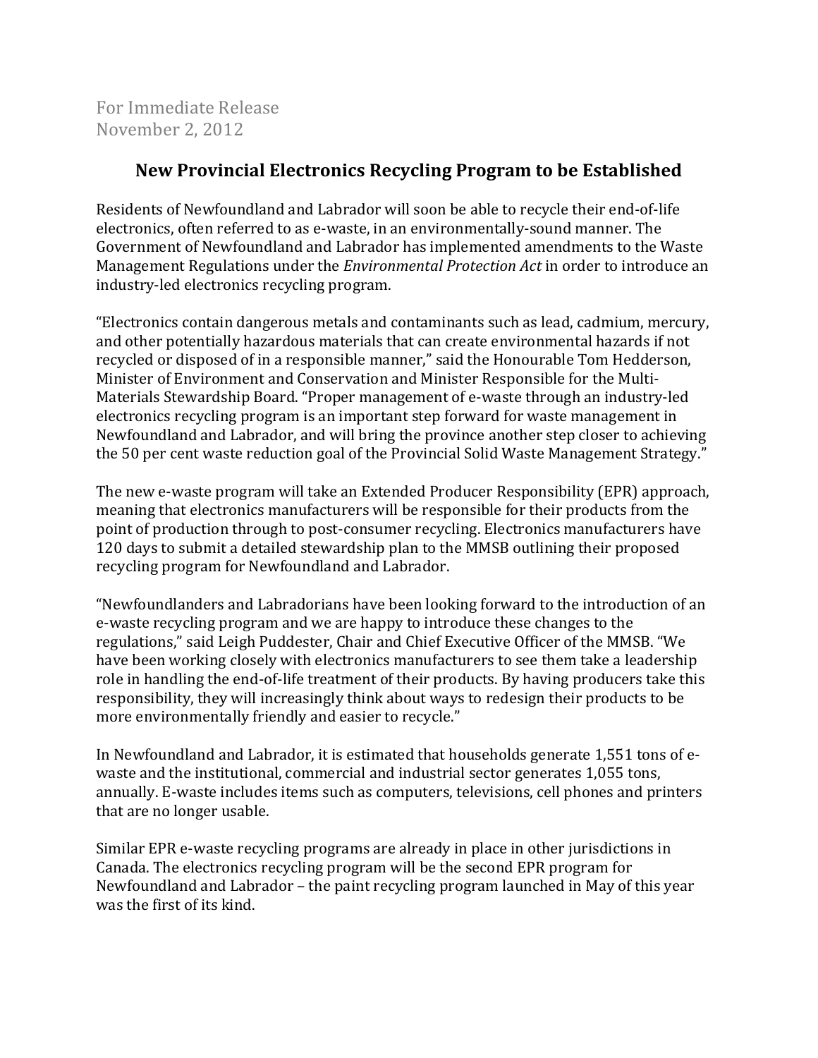For Immediate Release
November 2, 2012

## New Provincial Electronics Recycling Program to be Established

Residents of Newfoundland and Labrador will soon be able to recycle their end-of-life electronics, often referred to as e-waste, in an environmentally-sound manner. The Government of Newfoundland and Labrador has implemented amendments to the Waste Management Regulations under the *Environmental Protection Act* in order to introduce an industry-led electronics recycling program.

"Electronics contain dangerous metals and contaminants such as lead, cadmium, mercury, and other potentially hazardous materials that can create environmental hazards if not recycled or disposed of in a responsible manner," said the Honourable Tom Hedderson, Minister of Environment and Conservation and Minister Responsible for the Multi-Materials Stewardship Board. "Proper management of e-waste through an industry-led electronics recycling program is an important step forward for waste management in Newfoundland and Labrador, and will bring the province another step closer to achieving the 50 per cent waste reduction goal of the Provincial Solid Waste Management Strategy."

The new e-waste program will take an Extended Producer Responsibility (EPR) approach, meaning that electronics manufacturers will be responsible for their products from the point of production through to post-consumer recycling. Electronics manufacturers have 120 days to submit a detailed stewardship plan to the MMSB outlining their proposed recycling program for Newfoundland and Labrador.

"Newfoundlanders and Labradorians have been looking forward to the introduction of an e-waste recycling program and we are happy to introduce these changes to the regulations," said Leigh Puddester, Chair and Chief Executive Officer of the MMSB. "We have been working closely with electronics manufacturers to see them take a leadership role in handling the end-of-life treatment of their products. By having producers take this responsibility, they will increasingly think about ways to redesign their products to be more environmentally friendly and easier to recycle."

In Newfoundland and Labrador, it is estimated that households generate 1,551 tons of e-waste and the institutional, commercial and industrial sector generates 1,055 tons, annually. E-waste includes items such as computers, televisions, cell phones and printers that are no longer usable.

Similar EPR e-waste recycling programs are already in place in other jurisdictions in Canada. The electronics recycling program will be the second EPR program for Newfoundland and Labrador – the paint recycling program launched in May of this year was the first of its kind.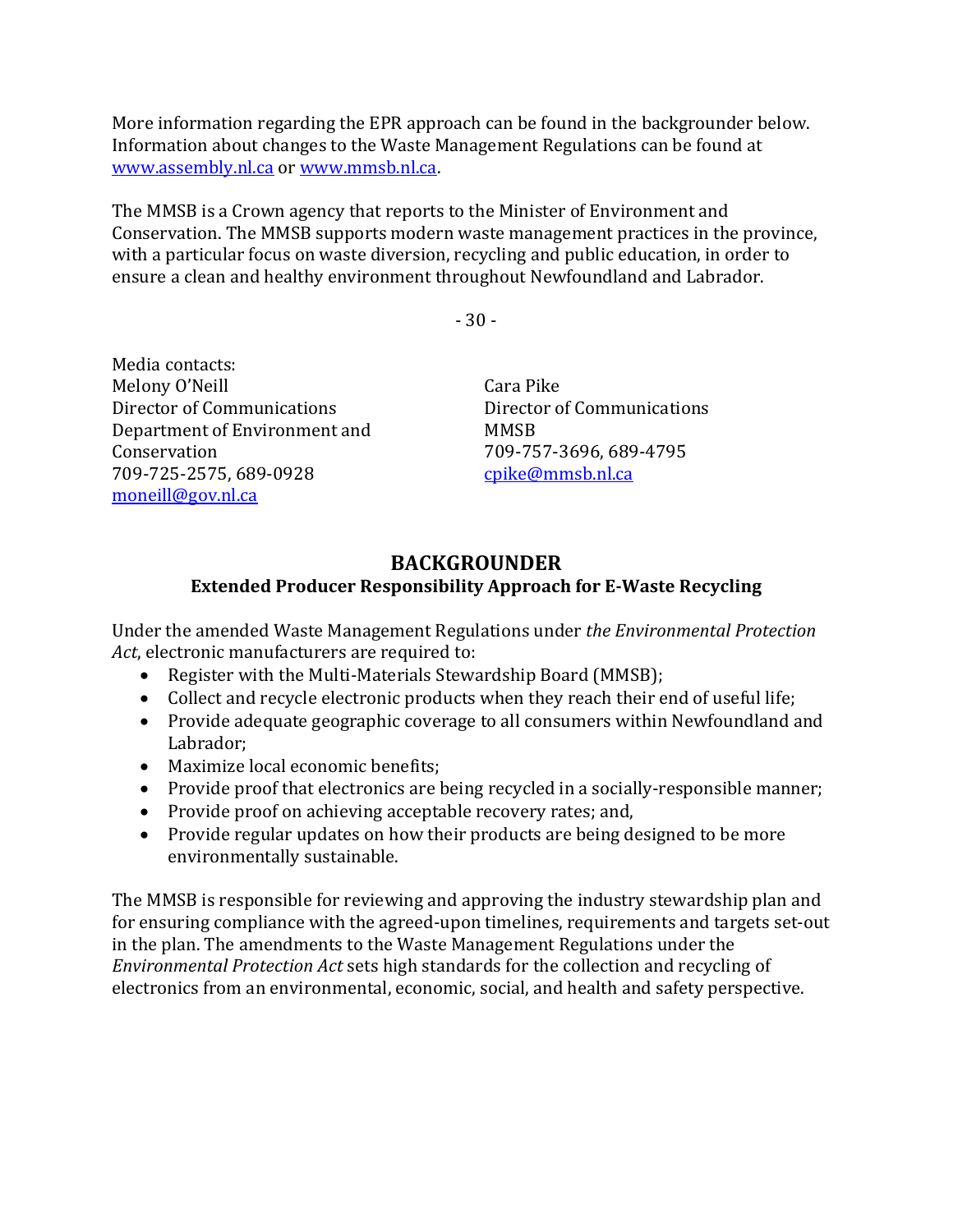More information regarding the EPR approach can be found in the backgrounder below. Information about changes to the Waste Management Regulations can be found at [www.assembly.nl.ca](http://www.assembly.nl.ca) or [www.mmsb.nl.ca](http://www.mmsb.nl.ca).

The MMSB is a Crown agency that reports to the Minister of Environment and Conservation. The MMSB supports modern waste management practices in the province, with a particular focus on waste diversion, recycling and public education, in order to ensure a clean and healthy environment throughout Newfoundland and Labrador.

- 30 -

Media contacts:
Melony O'Neill
Director of Communications
Department of Environment and Conservation
709-725-2575, 689-0928
[moneill@gov.nl.ca](mailto:moneill@gov.nl.ca)

Cara Pike
Director of Communications
MMSB
709-757-3696, 689-4795
[cpike@mmsb.nl.ca](mailto:cpike@mmsb.nl.ca)

## BACKGROUNDER

### Extended Producer Responsibility Approach for E-Waste Recycling

Under the amended Waste Management Regulations under *the Environmental Protection Act*, electronic manufacturers are required to:

- Register with the Multi-Materials Stewardship Board (MMSB);
- Collect and recycle electronic products when they reach their end of useful life;
- Provide adequate geographic coverage to all consumers within Newfoundland and Labrador;
- Maximize local economic benefits;
- Provide proof that electronics are being recycled in a socially-responsible manner;
- Provide proof on achieving acceptable recovery rates; and,
- Provide regular updates on how their products are being designed to be more environmentally sustainable.

The MMSB is responsible for reviewing and approving the industry stewardship plan and for ensuring compliance with the agreed-upon timelines, requirements and targets set-out in the plan. The amendments to the Waste Management Regulations under the *Environmental Protection Act* sets high standards for the collection and recycling of electronics from an environmental, economic, social, and health and safety perspective.